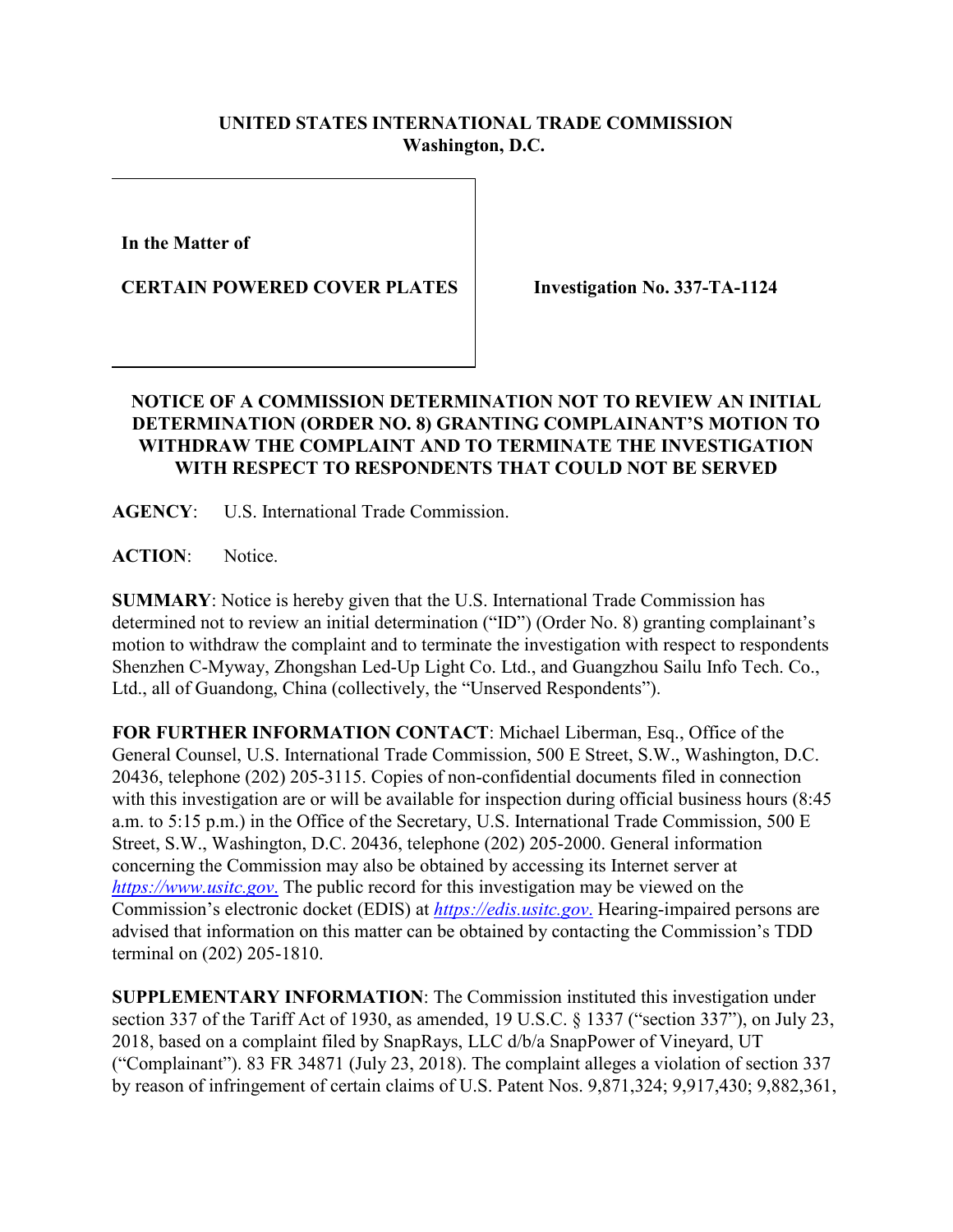**UNITED STATES INTERNATIONAL TRADE COMMISSION**
**Washington, D.C.**

| | |
|---|---|
| **In the Matter of**<br><br>**CERTAIN POWERED COVER PLATES** | **Investigation No. 337-TA-1124** |

## NOTICE OF A COMMISSION DETERMINATION NOT TO REVIEW AN INITIAL DETERMINATION (ORDER NO. 8) GRANTING COMPLAINANT'S MOTION TO WITHDRAW THE COMPLAINT AND TO TERMINATE THE INVESTIGATION WITH RESPECT TO RESPONDENTS THAT COULD NOT BE SERVED

**AGENCY**: U.S. International Trade Commission.

**ACTION**: Notice.

**SUMMARY**: Notice is hereby given that the U.S. International Trade Commission has determined not to review an initial determination ("ID") (Order No. 8) granting complainant's motion to withdraw the complaint and to terminate the investigation with respect to respondents Shenzhen C-Myway, Zhongshan Led-Up Light Co. Ltd., and Guangzhou Sailu Info Tech. Co., Ltd., all of Guandong, China (collectively, the "Unserved Respondents").

**FOR FURTHER INFORMATION CONTACT**: Michael Liberman, Esq., Office of the General Counsel, U.S. International Trade Commission, 500 E Street, S.W., Washington, D.C. 20436, telephone (202) 205-3115. Copies of non-confidential documents filed in connection with this investigation are or will be available for inspection during official business hours (8:45 a.m. to 5:15 p.m.) in the Office of the Secretary, U.S. International Trade Commission, 500 E Street, S.W., Washington, D.C. 20436, telephone (202) 205-2000. General information concerning the Commission may also be obtained by accessing its Internet server at *https://www.usitc.gov*. The public record for this investigation may be viewed on the Commission's electronic docket (EDIS) at *https://edis.usitc.gov*. Hearing-impaired persons are advised that information on this matter can be obtained by contacting the Commission's TDD terminal on (202) 205-1810.

**SUPPLEMENTARY INFORMATION**: The Commission instituted this investigation under section 337 of the Tariff Act of 1930, as amended, 19 U.S.C. § 1337 ("section 337"), on July 23, 2018, based on a complaint filed by SnapRays, LLC d/b/a SnapPower of Vineyard, UT ("Complainant"). 83 FR 34871 (July 23, 2018). The complaint alleges a violation of section 337 by reason of infringement of certain claims of U.S. Patent Nos. 9,871,324; 9,917,430; 9,882,361,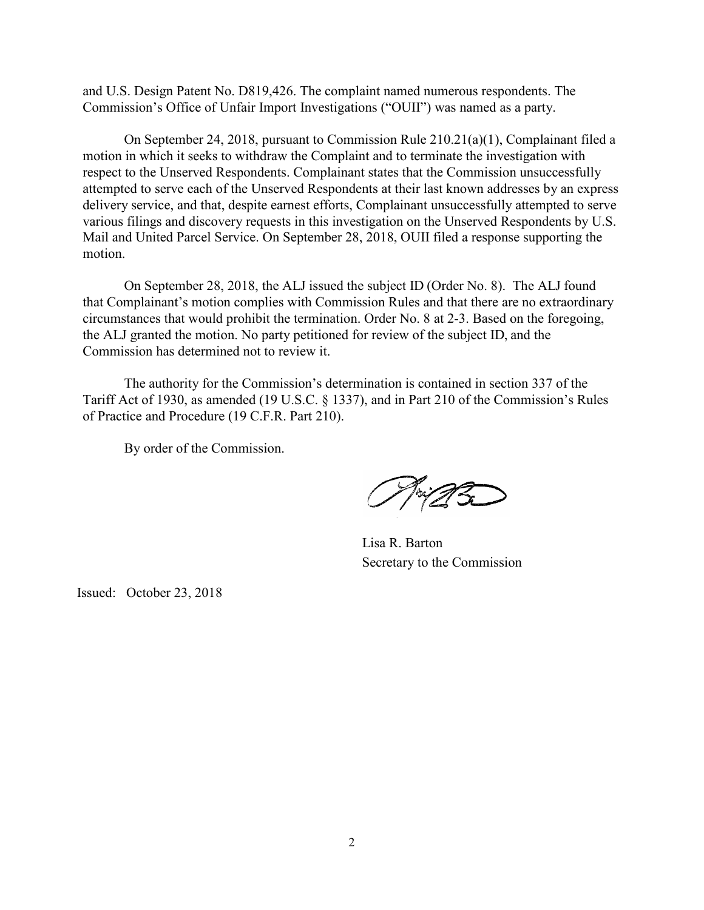and U.S. Design Patent No. D819,426. The complaint named numerous respondents. The Commission's Office of Unfair Import Investigations ("OUII") was named as a party.

On September 24, 2018, pursuant to Commission Rule 210.21(a)(1), Complainant filed a motion in which it seeks to withdraw the Complaint and to terminate the investigation with respect to the Unserved Respondents. Complainant states that the Commission unsuccessfully attempted to serve each of the Unserved Respondents at their last known addresses by an express delivery service, and that, despite earnest efforts, Complainant unsuccessfully attempted to serve various filings and discovery requests in this investigation on the Unserved Respondents by U.S. Mail and United Parcel Service. On September 28, 2018, OUII filed a response supporting the motion.

On September 28, 2018, the ALJ issued the subject ID (Order No. 8). The ALJ found that Complainant's motion complies with Commission Rules and that there are no extraordinary circumstances that would prohibit the termination. Order No. 8 at 2-3. Based on the foregoing, the ALJ granted the motion. No party petitioned for review of the subject ID, and the Commission has determined not to review it.

The authority for the Commission's determination is contained in section 337 of the Tariff Act of 1930, as amended (19 U.S.C. § 1337), and in Part 210 of the Commission's Rules of Practice and Procedure (19 C.F.R. Part 210).

By order of the Commission.

Lisa R. Barton
Secretary to the Commission

Issued: October 23, 2018